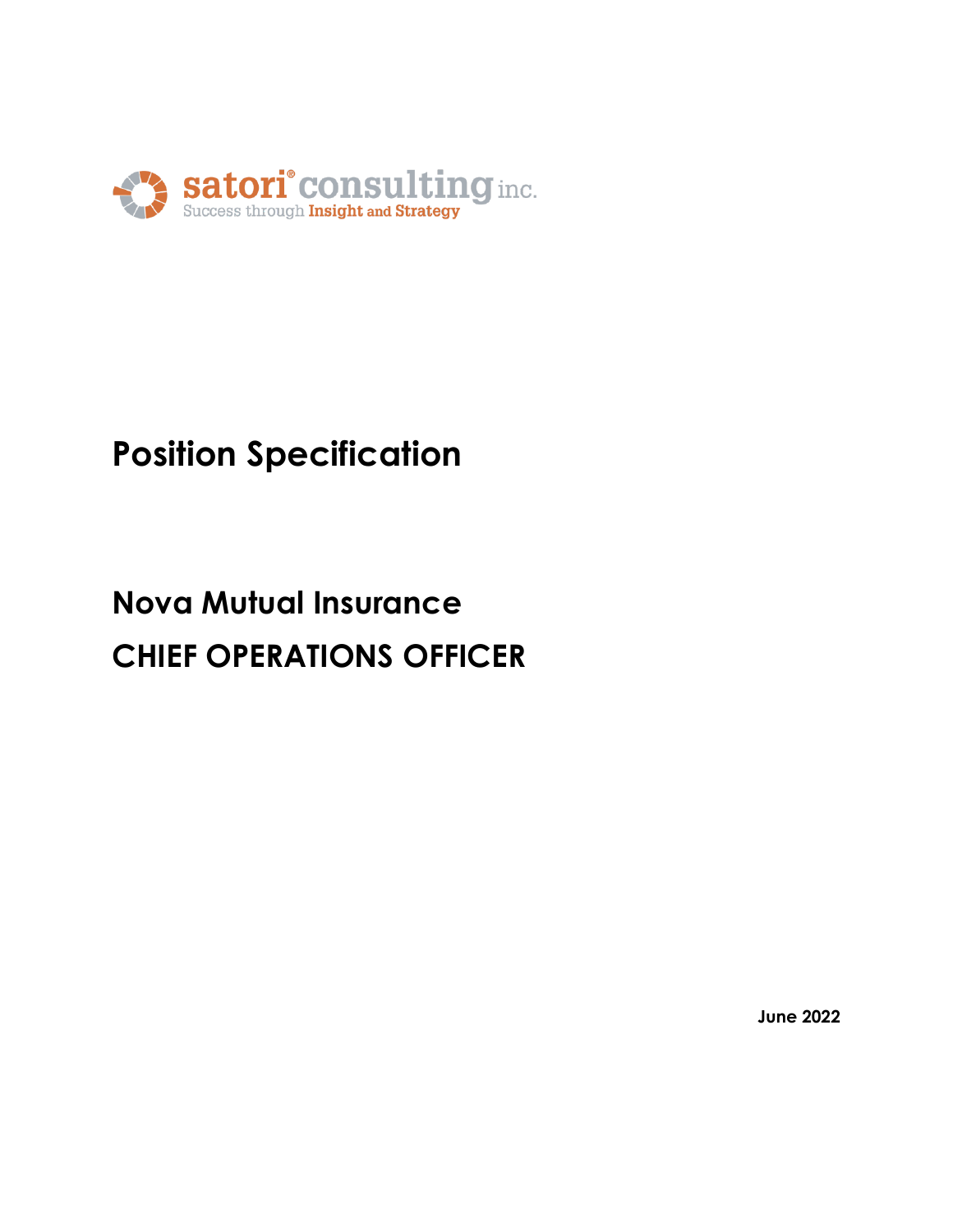satori® consulting inc.
Success through Insight and Strategy

# Position Specification

## Nova Mutual Insurance
## CHIEF OPERATIONS OFFICER

**June 2022**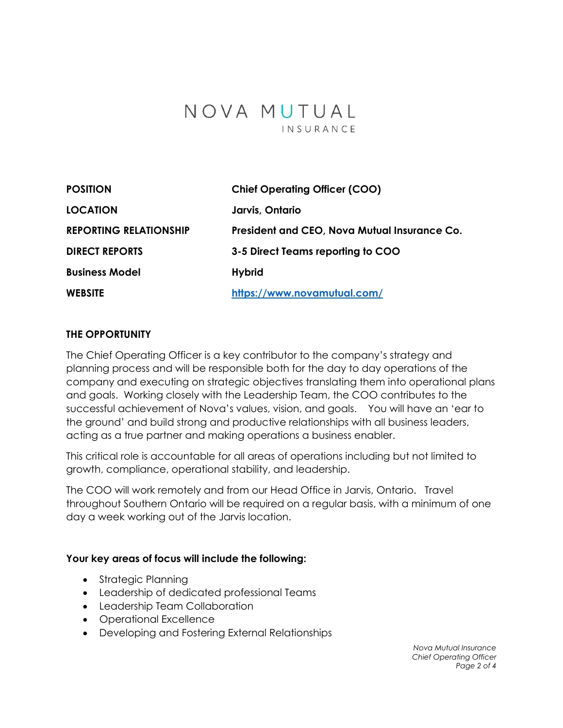# NOVA MUTUAL

INSURANCE

| | |
|---|---|
| **POSITION** | **Chief Operating Officer (COO)** |
| **LOCATION** | **Jarvis, Ontario** |
| **REPORTING RELATIONSHIP** | **President and CEO, Nova Mutual Insurance Co.** |
| **DIRECT REPORTS** | **3-5 Direct Teams reporting to COO** |
| **Business Model** | **Hybrid** |
| **WEBSITE** | **[https://www.novamutual.com/](https://www.novamutual.com/)** |

## THE OPPORTUNITY

The Chief Operating Officer is a key contributor to the company's strategy and planning process and will be responsible both for the day to day operations of the company and executing on strategic objectives translating them into operational plans and goals. Working closely with the Leadership Team, the COO contributes to the successful achievement of Nova's values, vision, and goals. You will have an 'ear to the ground' and build strong and productive relationships with all business leaders, acting as a true partner and making operations a business enabler.

This critical role is accountable for all areas of operations including but not limited to growth, compliance, operational stability, and leadership.

The COO will work remotely and from our Head Office in Jarvis, Ontario. Travel throughout Southern Ontario will be required on a regular basis, with a minimum of one day a week working out of the Jarvis location.

**Your key areas of focus will include the following:**

- Strategic Planning
- Leadership of dedicated professional Teams
- Leadership Team Collaboration
- Operational Excellence
- Developing and Fostering External Relationships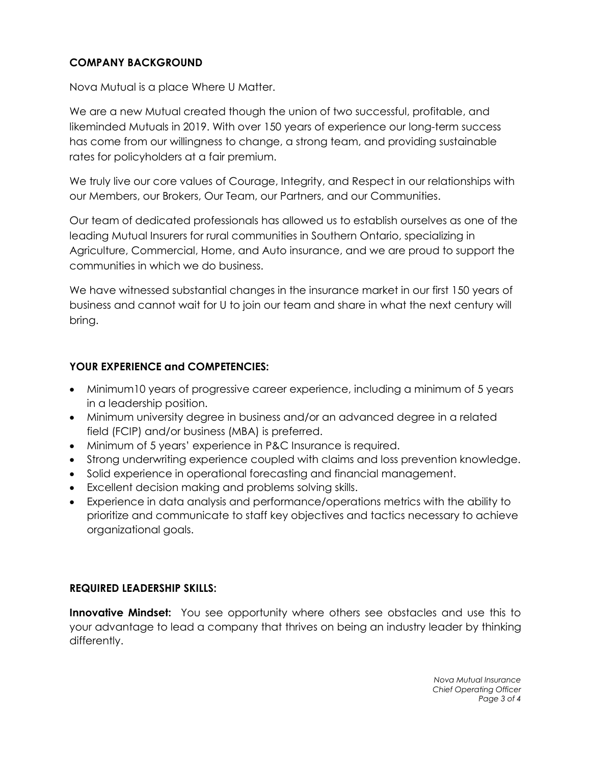## COMPANY BACKGROUND

Nova Mutual is a place Where U Matter.

We are a new Mutual created though the union of two successful, profitable, and likeminded Mutuals in 2019. With over 150 years of experience our long-term success has come from our willingness to change, a strong team, and providing sustainable rates for policyholders at a fair premium.

We truly live our core values of Courage, Integrity, and Respect in our relationships with our Members, our Brokers, Our Team, our Partners, and our Communities.

Our team of dedicated professionals has allowed us to establish ourselves as one of the leading Mutual Insurers for rural communities in Southern Ontario, specializing in Agriculture, Commercial, Home, and Auto insurance, and we are proud to support the communities in which we do business.

We have witnessed substantial changes in the insurance market in our first 150 years of business and cannot wait for U to join our team and share in what the next century will bring.

## YOUR EXPERIENCE and COMPETENCIES:

- Minimum10 years of progressive career experience, including a minimum of 5 years in a leadership position.
- Minimum university degree in business and/or an advanced degree in a related field (FCIP) and/or business (MBA) is preferred.
- Minimum of 5 years' experience in P&C Insurance is required.
- Strong underwriting experience coupled with claims and loss prevention knowledge.
- Solid experience in operational forecasting and financial management.
- Excellent decision making and problems solving skills.
- Experience in data analysis and performance/operations metrics with the ability to prioritize and communicate to staff key objectives and tactics necessary to achieve organizational goals.

## REQUIRED LEADERSHIP SKILLS:

**Innovative Mindset:** You see opportunity where others see obstacles and use this to your advantage to lead a company that thrives on being an industry leader by thinking differently.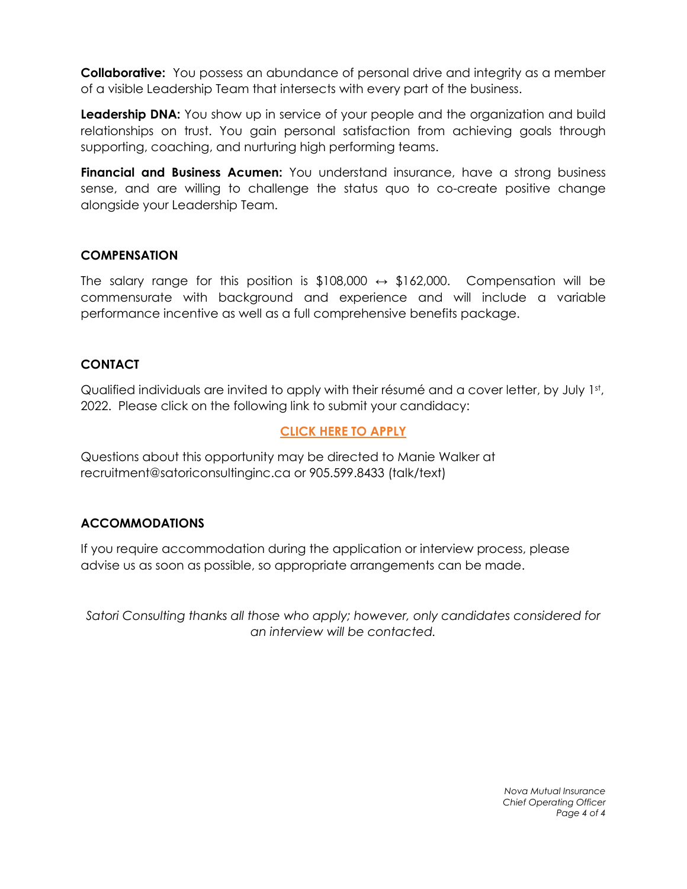**Collaborative:** You possess an abundance of personal drive and integrity as a member of a visible Leadership Team that intersects with every part of the business.

**Leadership DNA:** You show up in service of your people and the organization and build relationships on trust. You gain personal satisfaction from achieving goals through supporting, coaching, and nurturing high performing teams.

**Financial and Business Acumen:** You understand insurance, have a strong business sense, and are willing to challenge the status quo to co-create positive change alongside your Leadership Team.

## COMPENSATION

The salary range for this position is $108,000 ↔ $162,000. Compensation will be commensurate with background and experience and will include a variable performance incentive as well as a full comprehensive benefits package.

## CONTACT

Qualified individuals are invited to apply with their résumé and a cover letter, by July 1st, 2022. Please click on the following link to submit your candidacy:

**CLICK HERE TO APPLY**

Questions about this opportunity may be directed to Manie Walker at recruitment@satoriconsultinginc.ca or 905.599.8433 (talk/text)

## ACCOMMODATIONS

If you require accommodation during the application or interview process, please advise us as soon as possible, so appropriate arrangements can be made.

*Satori Consulting thanks all those who apply; however, only candidates considered for an interview will be contacted.*